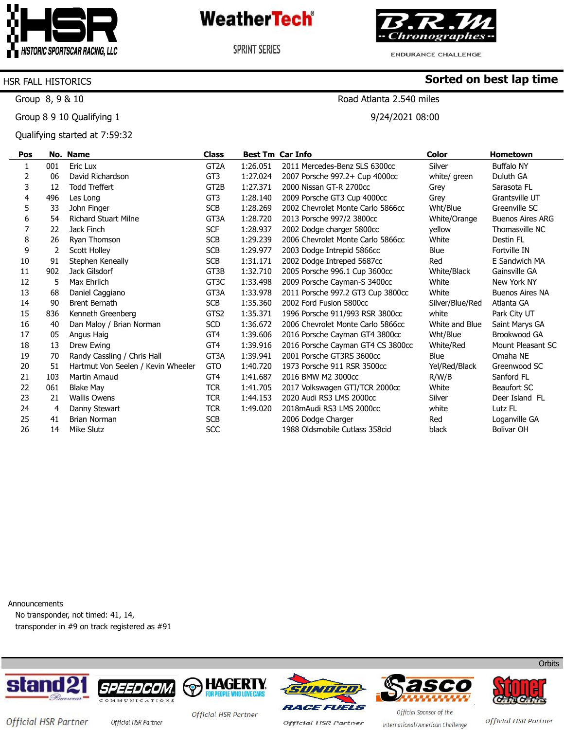# HSR FALL HISTORICS

**Sorted on best lap time**

Group 8, 9 & 10 — Road Atlanta 2.540 miles

Group 8 9 10 Qualifying 1 — 9/24/2021 08:00

Qualifying started at 7:59:32

| Pos | No. | Name | Class | Best Tm | Car Info | Color | Hometown |
|---|---|---|---|---|---|---|---|
| 1 | 001 | Eric Lux | GT2A | 1:26.051 | 2011 Mercedes-Benz SLS 6300cc | Silver | Buffalo NY |
| 2 | 06 | David Richardson | GT3 | 1:27.024 | 2007 Porsche 997.2+ Cup 4000cc | white/ green | Duluth GA |
| 3 | 12 | Todd Treffert | GT2B | 1:27.371 | 2000 Nissan GT-R 2700cc | Grey | Sarasota FL |
| 4 | 496 | Les Long | GT3 | 1:28.140 | 2009 Porsche GT3 Cup 4000cc | Grey | Grantsville UT |
| 5 | 33 | John Finger | SCB | 1:28.269 | 2002 Chevrolet Monte Carlo 5866cc | Wht/Blue | Greenville SC |
| 6 | 54 | Richard Stuart Milne | GT3A | 1:28.720 | 2013 Porsche 997/2 3800cc | White/Orange | Buenos Aires ARG |
| 7 | 22 | Jack Finch | SCF | 1:28.937 | 2002 Dodge charger 5800cc | yellow | Thomasville NC |
| 8 | 26 | Ryan Thomson | SCB | 1:29.239 | 2006 Chevrolet Monte Carlo 5866cc | White | Destin FL |
| 9 | 2 | Scott Holley | SCB | 1:29.977 | 2003 Dodge Intrepid 5866cc | Blue | Fortville IN |
| 10 | 91 | Stephen Keneally | SCB | 1:31.171 | 2002 Dodge Intreped 5687cc | Red | E Sandwich MA |
| 11 | 902 | Jack Gilsdorf | GT3B | 1:32.710 | 2005 Porsche 996.1 Cup 3600cc | White/Black | Gainsville GA |
| 12 | 5 | Max Ehrlich | GT3C | 1:33.498 | 2009 Porsche Cayman-S 3400cc | White | New York NY |
| 13 | 68 | Daniel Caggiano | GT3A | 1:33.978 | 2011 Porsche 997.2 GT3 Cup 3800cc | White | Buenos Aires NA |
| 14 | 90 | Brent Bernath | SCB | 1:35.360 | 2002 Ford Fusion 5800cc | Silver/Blue/Red | Atlanta GA |
| 15 | 836 | Kenneth Greenberg | GTS2 | 1:35.371 | 1996 Porsche 911/993 RSR 3800cc | white | Park City UT |
| 16 | 40 | Dan Maloy / Brian Norman | SCD | 1:36.672 | 2006 Chevrolet Monte Carlo 5866cc | White and Blue | Saint Marys GA |
| 17 | 05 | Angus Haig | GT4 | 1:39.606 | 2016 Porsche Cayman GT4 3800cc | Wht/Blue | Brookwood GA |
| 18 | 13 | Drew Ewing | GT4 | 1:39.916 | 2016 Porsche Cayman GT4 CS 3800cc | White/Red | Mount Pleasant SC |
| 19 | 70 | Randy Cassling / Chris Hall | GT3A | 1:39.941 | 2001 Porsche GT3RS 3600cc | Blue | Omaha NE |
| 20 | 51 | Hartmut Von Seelen / Kevin Wheeler | GTO | 1:40.720 | 1973 Porsche 911 RSR 3500cc | Yel/Red/Black | Greenwood SC |
| 21 | 103 | Martin Arnaud | GT4 | 1:41.687 | 2016 BMW M2 3000cc | R/W/B | Sanford FL |
| 22 | 061 | Blake May | TCR | 1:41.705 | 2017 Volkswagen GTI/TCR 2000cc | White | Beaufort SC |
| 23 | 21 | Wallis Owens | TCR | 1:44.153 | 2020 Audi RS3 LMS 2000cc | Silver | Deer Island FL |
| 24 | 4 | Danny Stewart | TCR | 1:49.020 | 2018mAudi RS3 LMS 2000cc | white | Lutz FL |
| 25 | 41 | Brian Norman | SCB | | 2006 Dodge Charger | Red | Loganville GA |
| 26 | 14 | Mike Slutz | SCC | | 1988 Oldsmobile Cutlass 358cid | black | Bolivar OH |

Announcements

No transponder, not timed: 41, 14,

transponder in #9 on track registered as #91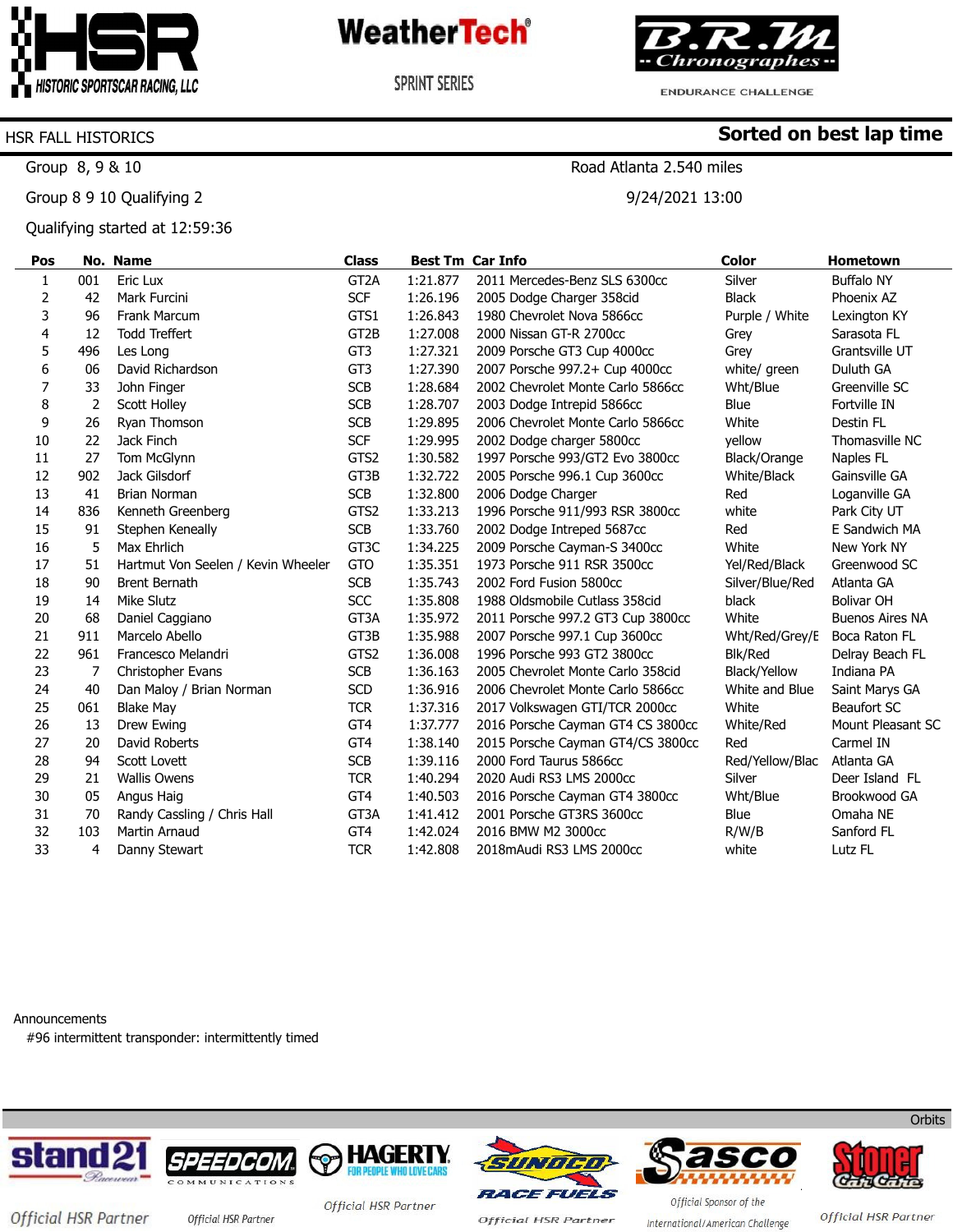HSR — HISTORIC SPORTSCAR RACING, LLC

WeatherTech SPRINT SERIES

B.R.M Chronographes ENDURANCE CHALLENGE

## HSR FALL HISTORICS

**Sorted on best lap time**

Group 8, 9 & 10 — Road Atlanta 2.540 miles

Group 8 9 10 Qualifying 2 — 9/24/2021 13:00

Qualifying started at 12:59:36

| Pos | No. | Name | Class | Best Tm | Car Info | Color | Hometown |
|---|---|---|---|---|---|---|---|
| 1 | 001 | Eric Lux | GT2A | 1:21.877 | 2011 Mercedes-Benz SLS 6300cc | Silver | Buffalo NY |
| 2 | 42 | Mark Furcini | SCF | 1:26.196 | 2005 Dodge Charger 358cid | Black | Phoenix AZ |
| 3 | 96 | Frank Marcum | GTS1 | 1:26.843 | 1980 Chevrolet Nova 5866cc | Purple / White | Lexington KY |
| 4 | 12 | Todd Treffert | GT2B | 1:27.008 | 2000 Nissan GT-R 2700cc | Grey | Sarasota FL |
| 5 | 496 | Les Long | GT3 | 1:27.321 | 2009 Porsche GT3 Cup 4000cc | Grey | Grantsville UT |
| 6 | 06 | David Richardson | GT3 | 1:27.390 | 2007 Porsche 997.2+ Cup 4000cc | white/ green | Duluth GA |
| 7 | 33 | John Finger | SCB | 1:28.684 | 2002 Chevrolet Monte Carlo 5866cc | Wht/Blue | Greenville SC |
| 8 | 2 | Scott Holley | SCB | 1:28.707 | 2003 Dodge Intrepid 5866cc | Blue | Fortville IN |
| 9 | 26 | Ryan Thomson | SCB | 1:29.895 | 2006 Chevrolet Monte Carlo 5866cc | White | Destin FL |
| 10 | 22 | Jack Finch | SCF | 1:29.995 | 2002 Dodge charger 5800cc | yellow | Thomasville NC |
| 11 | 27 | Tom McGlynn | GTS2 | 1:30.582 | 1997 Porsche 993/GT2 Evo 3800cc | Black/Orange | Naples FL |
| 12 | 902 | Jack Gilsdorf | GT3B | 1:32.722 | 2005 Porsche 996.1 Cup 3600cc | White/Black | Gainsville GA |
| 13 | 41 | Brian Norman | SCB | 1:32.800 | 2006 Dodge Charger | Red | Loganville GA |
| 14 | 836 | Kenneth Greenberg | GTS2 | 1:33.213 | 1996 Porsche 911/993 RSR 3800cc | white | Park City UT |
| 15 | 91 | Stephen Keneally | SCB | 1:33.760 | 2002 Dodge Intreped 5687cc | Red | E Sandwich MA |
| 16 | 5 | Max Ehrlich | GT3C | 1:34.225 | 2009 Porsche Cayman-S 3400cc | White | New York NY |
| 17 | 51 | Hartmut Von Seelen / Kevin Wheeler | GTO | 1:35.351 | 1973 Porsche 911 RSR 3500cc | Yel/Red/Black | Greenwood SC |
| 18 | 90 | Brent Bernath | SCB | 1:35.743 | 2002 Ford Fusion 5800cc | Silver/Blue/Red | Atlanta GA |
| 19 | 14 | Mike Slutz | SCC | 1:35.808 | 1988 Oldsmobile Cutlass 358cid | black | Bolivar OH |
| 20 | 68 | Daniel Caggiano | GT3A | 1:35.972 | 2011 Porsche 997.2 GT3 Cup 3800cc | White | Buenos Aires NA |
| 21 | 911 | Marcelo Abello | GT3B | 1:35.988 | 2007 Porsche 997.1 Cup 3600cc | Wht/Red/Grey/E | Boca Raton FL |
| 22 | 961 | Francesco Melandri | GTS2 | 1:36.008 | 1996 Porsche 993 GT2 3800cc | Blk/Red | Delray Beach FL |
| 23 | 7 | Christopher Evans | SCB | 1:36.163 | 2005 Chevrolet Monte Carlo 358cid | Black/Yellow | Indiana PA |
| 24 | 40 | Dan Maloy / Brian Norman | SCD | 1:36.916 | 2006 Chevrolet Monte Carlo 5866cc | White and Blue | Saint Marys GA |
| 25 | 061 | Blake May | TCR | 1:37.316 | 2017 Volkswagen GTI/TCR 2000cc | White | Beaufort SC |
| 26 | 13 | Drew Ewing | GT4 | 1:37.777 | 2016 Porsche Cayman GT4 CS 3800cc | White/Red | Mount Pleasant SC |
| 27 | 20 | David Roberts | GT4 | 1:38.140 | 2015 Porsche Cayman GT4/CS 3800cc | Red | Carmel IN |
| 28 | 94 | Scott Lovett | SCB | 1:39.116 | 2000 Ford Taurus 5866cc | Red/Yellow/Blac | Atlanta GA |
| 29 | 21 | Wallis Owens | TCR | 1:40.294 | 2020 Audi RS3 LMS 2000cc | Silver | Deer Island FL |
| 30 | 05 | Angus Haig | GT4 | 1:40.503 | 2016 Porsche Cayman GT4 3800cc | Wht/Blue | Brookwood GA |
| 31 | 70 | Randy Cassling / Chris Hall | GT3A | 1:41.412 | 2001 Porsche GT3RS 3600cc | Blue | Omaha NE |
| 32 | 103 | Martin Arnaud | GT4 | 1:42.024 | 2016 BMW M2 3000cc | R/W/B | Sanford FL |
| 33 | 4 | Danny Stewart | TCR | 1:42.808 | 2018mAudi RS3 LMS 2000cc | white | Lutz FL |

Announcements

#96 intermittent transponder: intermittently timed

Orbits

stand21 Racewear — Official HSR Partner | SPEEDCOM Communications — Official HSR Partner | HAGERTY For People Who Love Cars — Official HSR Partner | Sunoco Race Fuels — Official HSR Partner | Sasco — Official Sponsor of the International/American Challenge | Stoner Car Care — Official HSR Partner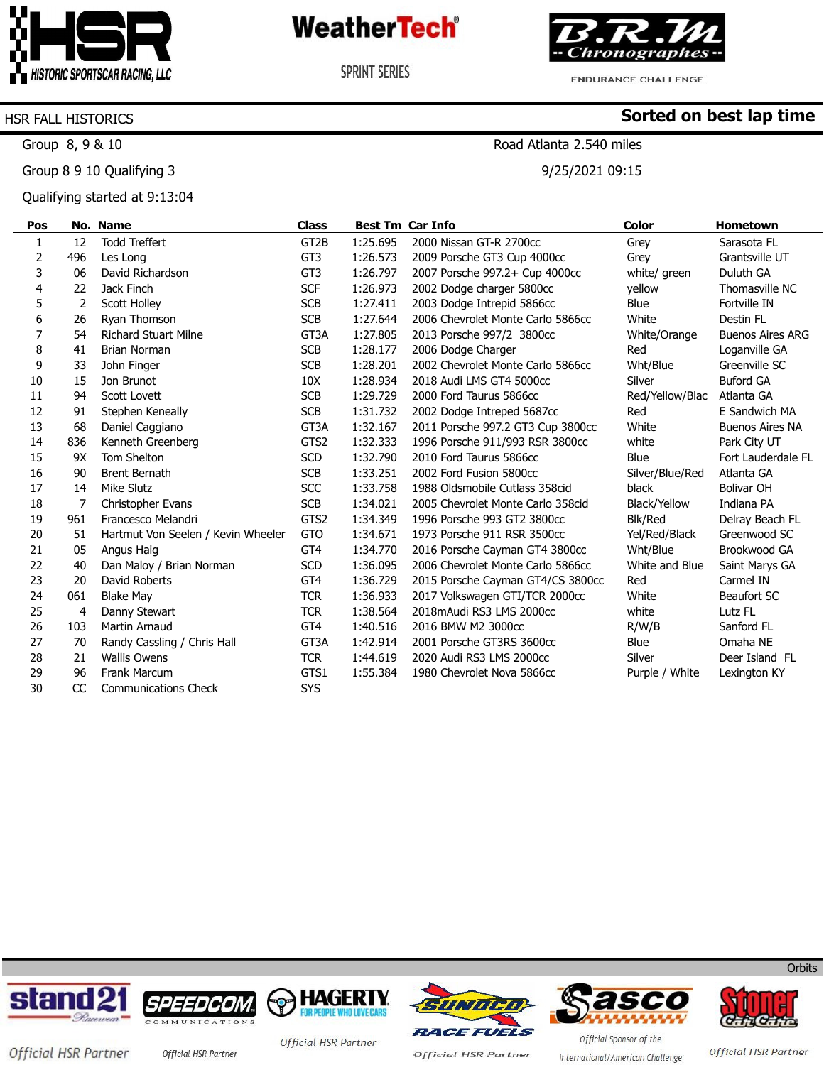HISTORIC SPORTSCAR RACING, LLC

WeatherTech SPRINT SERIES

B.R.M Chronographes ENDURANCE CHALLENGE

HSR FALL HISTORICS

**Sorted on best lap time**

Group 8, 9 & 10

Road Atlanta 2.540 miles

Group 8 9 10 Qualifying 3

9/25/2021 09:15

Qualifying started at 9:13:04

| Pos | No. | Name | Class | Best Tm | Car Info | Color | Hometown |
|---|---|---|---|---|---|---|---|
| 1 | 12 | Todd Treffert | GT2B | 1:25.695 | 2000 Nissan GT-R 2700cc | Grey | Sarasota FL |
| 2 | 496 | Les Long | GT3 | 1:26.573 | 2009 Porsche GT3 Cup 4000cc | Grey | Grantsville UT |
| 3 | 06 | David Richardson | GT3 | 1:26.797 | 2007 Porsche 997.2+ Cup 4000cc | white/ green | Duluth GA |
| 4 | 22 | Jack Finch | SCF | 1:26.973 | 2002 Dodge charger 5800cc | yellow | Thomasville NC |
| 5 | 2 | Scott Holley | SCB | 1:27.411 | 2003 Dodge Intrepid 5866cc | Blue | Fortville IN |
| 6 | 26 | Ryan Thomson | SCB | 1:27.644 | 2006 Chevrolet Monte Carlo 5866cc | White | Destin FL |
| 7 | 54 | Richard Stuart Milne | GT3A | 1:27.805 | 2013 Porsche 997/2 3800cc | White/Orange | Buenos Aires ARG |
| 8 | 41 | Brian Norman | SCB | 1:28.177 | 2006 Dodge Charger | Red | Loganville GA |
| 9 | 33 | John Finger | SCB | 1:28.201 | 2002 Chevrolet Monte Carlo 5866cc | Wht/Blue | Greenville SC |
| 10 | 15 | Jon Brunot | 10X | 1:28.934 | 2018 Audi LMS GT4 5000cc | Silver | Buford GA |
| 11 | 94 | Scott Lovett | SCB | 1:29.729 | 2000 Ford Taurus 5866cc | Red/Yellow/Blac | Atlanta GA |
| 12 | 91 | Stephen Keneally | SCB | 1:31.732 | 2002 Dodge Intreped 5687cc | Red | E Sandwich MA |
| 13 | 68 | Daniel Caggiano | GT3A | 1:32.167 | 2011 Porsche 997.2 GT3 Cup 3800cc | White | Buenos Aires NA |
| 14 | 836 | Kenneth Greenberg | GTS2 | 1:32.333 | 1996 Porsche 911/993 RSR 3800cc | white | Park City UT |
| 15 | 9X | Tom Shelton | SCD | 1:32.790 | 2010 Ford Taurus 5866cc | Blue | Fort Lauderdale FL |
| 16 | 90 | Brent Bernath | SCB | 1:33.251 | 2002 Ford Fusion 5800cc | Silver/Blue/Red | Atlanta GA |
| 17 | 14 | Mike Slutz | SCC | 1:33.758 | 1988 Oldsmobile Cutlass 358cid | black | Bolivar OH |
| 18 | 7 | Christopher Evans | SCB | 1:34.021 | 2005 Chevrolet Monte Carlo 358cid | Black/Yellow | Indiana PA |
| 19 | 961 | Francesco Melandri | GTS2 | 1:34.349 | 1996 Porsche 993 GT2 3800cc | Blk/Red | Delray Beach FL |
| 20 | 51 | Hartmut Von Seelen / Kevin Wheeler | GTO | 1:34.671 | 1973 Porsche 911 RSR 3500cc | Yel/Red/Black | Greenwood SC |
| 21 | 05 | Angus Haig | GT4 | 1:34.770 | 2016 Porsche Cayman GT4 3800cc | Wht/Blue | Brookwood GA |
| 22 | 40 | Dan Maloy / Brian Norman | SCD | 1:36.095 | 2006 Chevrolet Monte Carlo 5866cc | White and Blue | Saint Marys GA |
| 23 | 20 | David Roberts | GT4 | 1:36.729 | 2015 Porsche Cayman GT4/CS 3800cc | Red | Carmel IN |
| 24 | 061 | Blake May | TCR | 1:36.933 | 2017 Volkswagen GTI/TCR 2000cc | White | Beaufort SC |
| 25 | 4 | Danny Stewart | TCR | 1:38.564 | 2018mAudi RS3 LMS 2000cc | white | Lutz FL |
| 26 | 103 | Martin Arnaud | GT4 | 1:40.516 | 2016 BMW M2 3000cc | R/W/B | Sanford FL |
| 27 | 70 | Randy Cassling / Chris Hall | GT3A | 1:42.914 | 2001 Porsche GT3RS 3600cc | Blue | Omaha NE |
| 28 | 21 | Wallis Owens | TCR | 1:44.619 | 2020 Audi RS3 LMS 2000cc | Silver | Deer Island FL |
| 29 | 96 | Frank Marcum | GTS1 | 1:55.384 | 1980 Chevrolet Nova 5866cc | Purple / White | Lexington KY |
| 30 | CC | Communications Check | SYS | | | | |

Orbits

stand21 Racewear — Official HSR Partner | SPEEDCOM Communications — Official HSR Partner | HAGERTY For People Who Love Cars — Official HSR Partner | SUNOCO Race Fuels — Official HSR Partner | Sasco — Official Sponsor of the International/American Challenge | Stoner Car Care — Official HSR Partner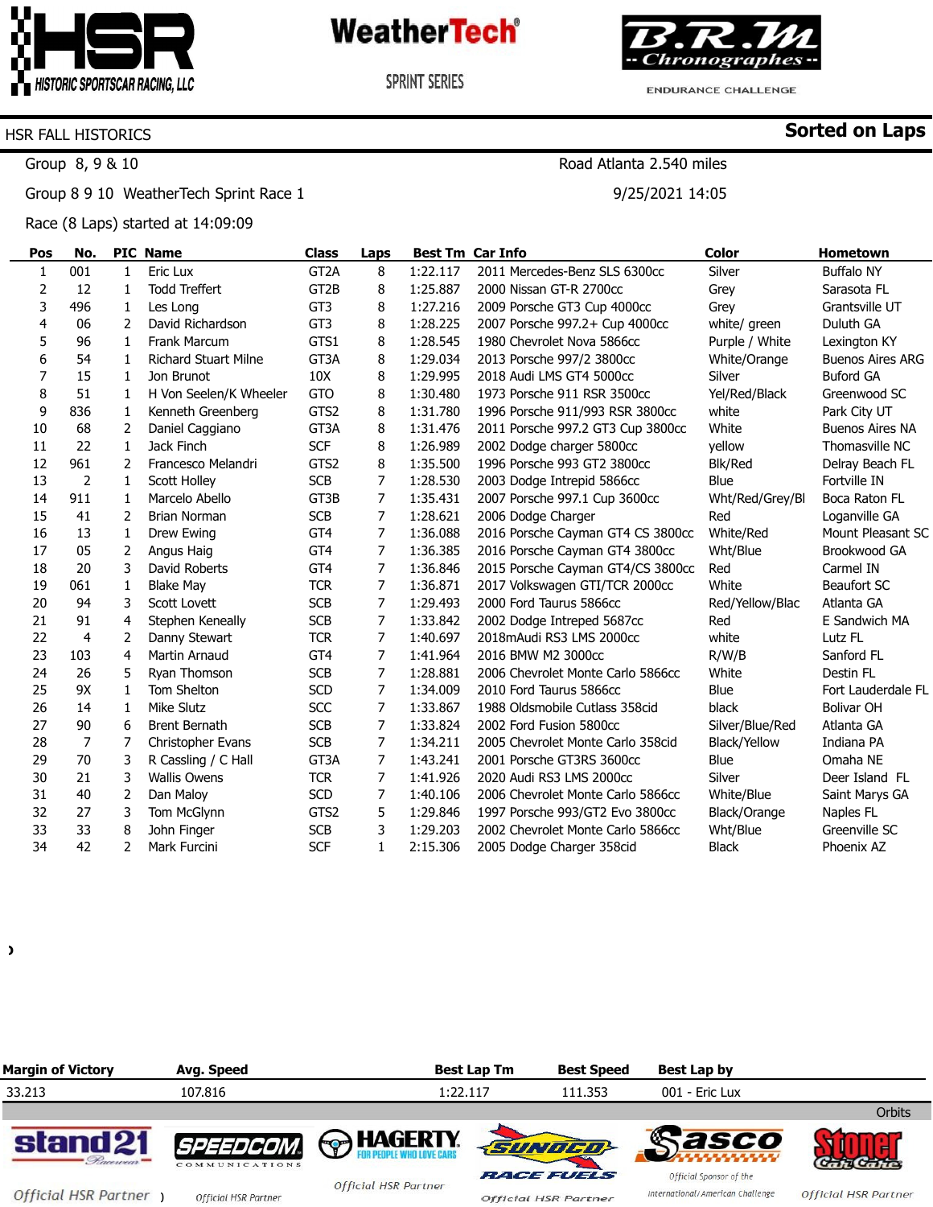HSR
HISTORIC SPORTSCAR RACING, LLC

WeatherTech®
SPRINT SERIES

B.R.M
-- Chronographes --
ENDURANCE CHALLENGE

## HSR FALL HISTORICS

**Sorted on Laps**

Group 8, 9 & 10 — Road Atlanta 2.540 miles

Group 8 9 10 WeatherTech Sprint Race 1 — 9/25/2021 14:05

Race (8 Laps) started at 14:09:09

| Pos | No. | PIC | Name | Class | Laps | Best Tm | Car Info | Color | Hometown |
|---|---|---|---|---|---|---|---|---|---|
| 1 | 001 | 1 | Eric Lux | GT2A | 8 | 1:22.117 | 2011 Mercedes-Benz SLS 6300cc | Silver | Buffalo NY |
| 2 | 12 | 1 | Todd Treffert | GT2B | 8 | 1:25.887 | 2000 Nissan GT-R 2700cc | Grey | Sarasota FL |
| 3 | 496 | 1 | Les Long | GT3 | 8 | 1:27.216 | 2009 Porsche GT3 Cup 4000cc | Grey | Grantsville UT |
| 4 | 06 | 2 | David Richardson | GT3 | 8 | 1:28.225 | 2007 Porsche 997.2+ Cup 4000cc | white/ green | Duluth GA |
| 5 | 96 | 1 | Frank Marcum | GTS1 | 8 | 1:28.545 | 1980 Chevrolet Nova 5866cc | Purple / White | Lexington KY |
| 6 | 54 | 1 | Richard Stuart Milne | GT3A | 8 | 1:29.034 | 2013 Porsche 997/2 3800cc | White/Orange | Buenos Aires ARG |
| 7 | 15 | 1 | Jon Brunot | 10X | 8 | 1:29.995 | 2018 Audi LMS GT4 5000cc | Silver | Buford GA |
| 8 | 51 | 1 | H Von Seelen/K Wheeler | GTO | 8 | 1:30.480 | 1973 Porsche 911 RSR 3500cc | Yel/Red/Black | Greenwood SC |
| 9 | 836 | 1 | Kenneth Greenberg | GTS2 | 8 | 1:31.780 | 1996 Porsche 911/993 RSR 3800cc | white | Park City UT |
| 10 | 68 | 2 | Daniel Caggiano | GT3A | 8 | 1:31.476 | 2011 Porsche 997.2 GT3 Cup 3800cc | White | Buenos Aires NA |
| 11 | 22 | 1 | Jack Finch | SCF | 8 | 1:26.989 | 2002 Dodge charger 5800cc | yellow | Thomasville NC |
| 12 | 961 | 2 | Francesco Melandri | GTS2 | 8 | 1:35.500 | 1996 Porsche 993 GT2 3800cc | Blk/Red | Delray Beach FL |
| 13 | 2 | 1 | Scott Holley | SCB | 7 | 1:28.530 | 2003 Dodge Intrepid 5866cc | Blue | Fortville IN |
| 14 | 911 | 1 | Marcelo Abello | GT3B | 7 | 1:35.431 | 2007 Porsche 997.1 Cup 3600cc | Wht/Red/Grey/Bl | Boca Raton FL |
| 15 | 41 | 2 | Brian Norman | SCB | 7 | 1:28.621 | 2006 Dodge Charger | Red | Loganville GA |
| 16 | 13 | 1 | Drew Ewing | GT4 | 7 | 1:36.088 | 2016 Porsche Cayman GT4 CS 3800cc | White/Red | Mount Pleasant SC |
| 17 | 05 | 2 | Angus Haig | GT4 | 7 | 1:36.385 | 2016 Porsche Cayman GT4 3800cc | Wht/Blue | Brookwood GA |
| 18 | 20 | 3 | David Roberts | GT4 | 7 | 1:36.846 | 2015 Porsche Cayman GT4/CS 3800cc | Red | Carmel IN |
| 19 | 061 | 1 | Blake May | TCR | 7 | 1:36.871 | 2017 Volkswagen GTI/TCR 2000cc | White | Beaufort SC |
| 20 | 94 | 3 | Scott Lovett | SCB | 7 | 1:29.493 | 2000 Ford Taurus 5866cc | Red/Yellow/Blac | Atlanta GA |
| 21 | 91 | 4 | Stephen Keneally | SCB | 7 | 1:33.842 | 2002 Dodge Intreped 5687cc | Red | E Sandwich MA |
| 22 | 4 | 2 | Danny Stewart | TCR | 7 | 1:40.697 | 2018mAudi RS3 LMS 2000cc | white | Lutz FL |
| 23 | 103 | 4 | Martin Arnaud | GT4 | 7 | 1:41.964 | 2016 BMW M2 3000cc | R/W/B | Sanford FL |
| 24 | 26 | 5 | Ryan Thomson | SCB | 7 | 1:28.881 | 2006 Chevrolet Monte Carlo 5866cc | White | Destin FL |
| 25 | 9X | 1 | Tom Shelton | SCD | 7 | 1:34.009 | 2010 Ford Taurus 5866cc | Blue | Fort Lauderdale FL |
| 26 | 14 | 1 | Mike Slutz | SCC | 7 | 1:33.867 | 1988 Oldsmobile Cutlass 358cid | black | Bolivar OH |
| 27 | 90 | 6 | Brent Bernath | SCB | 7 | 1:33.824 | 2002 Ford Fusion 5800cc | Silver/Blue/Red | Atlanta GA |
| 28 | 7 | 7 | Christopher Evans | SCB | 7 | 1:34.211 | 2005 Chevrolet Monte Carlo 358cid | Black/Yellow | Indiana PA |
| 29 | 70 | 3 | R Cassling / C Hall | GT3A | 7 | 1:43.241 | 2001 Porsche GT3RS 3600cc | Blue | Omaha NE |
| 30 | 21 | 3 | Wallis Owens | TCR | 7 | 1:41.926 | 2020 Audi RS3 LMS 2000cc | Silver | Deer Island FL |
| 31 | 40 | 2 | Dan Maloy | SCD | 7 | 1:40.106 | 2006 Chevrolet Monte Carlo 5866cc | White/Blue | Saint Marys GA |
| 32 | 27 | 3 | Tom McGlynn | GTS2 | 5 | 1:29.846 | 1997 Porsche 993/GT2 Evo 3800cc | Black/Orange | Naples FL |
| 33 | 33 | 8 | John Finger | SCB | 3 | 1:29.203 | 2002 Chevrolet Monte Carlo 5866cc | Wht/Blue | Greenville SC |
| 34 | 42 | 2 | Mark Furcini | SCF | 1 | 2:15.306 | 2005 Dodge Charger 358cid | Black | Phoenix AZ |

| Margin of Victory | Avg. Speed | Best Lap Tm | Best Speed | Best Lap by |
|---|---|---|---|---|
| 33.213 | 107.816 | 1:22.117 | 111.353 | 001 - Eric Lux |

Orbits

stand21 Racewear — Official HSR Partner | SPEEDCOM Communications — Official HSR Partner | HAGERTY For people who love cars — Official HSR Partner | Sunoco Race Fuels — Official HSR Partner | Sasco — Official Sponsor of the International/American Challenge | Stoner Car Care — Official HSR Partner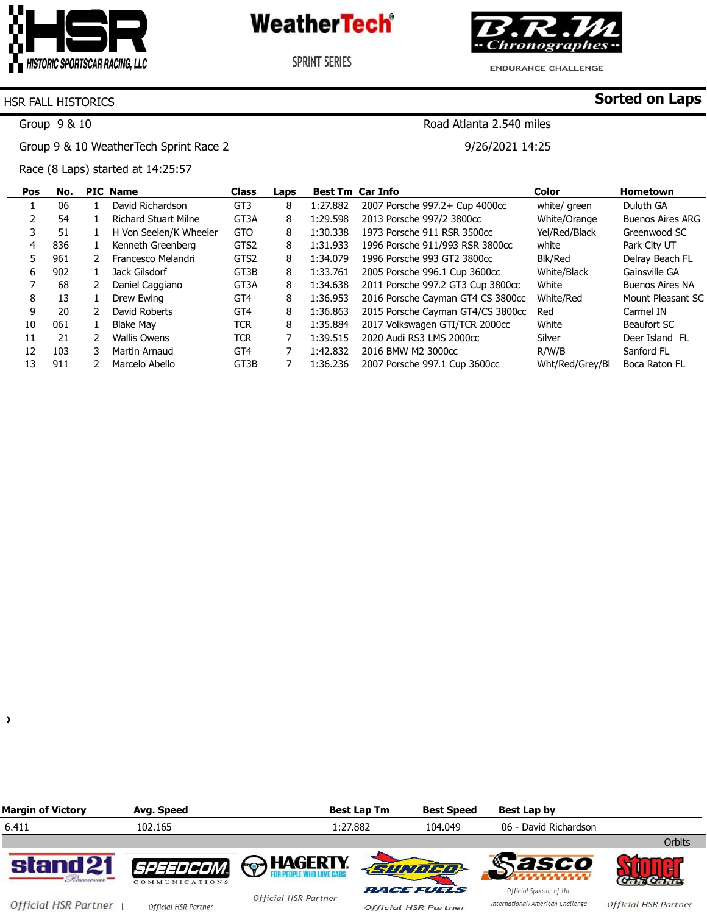HSR Historic Sportscar Racing, LLC

WeatherTech Sprint Series

B.R.M Chronographes Endurance Challenge

HSR FALL HISTORICS

**Sorted on Laps**

Group 9 & 10 | Road Atlanta 2.540 miles

Group 9 & 10 WeatherTech Sprint Race 2 | 9/26/2021 14:25

Race (8 Laps) started at 14:25:57

| Pos | No. | PIC | Name | Class | Laps | Best Tm | Car Info | Color | Hometown |
|---|---|---|---|---|---|---|---|---|---|
| 1 | 06 | 1 | David Richardson | GT3 | 8 | 1:27.882 | 2007 Porsche 997.2+ Cup 4000cc | white/ green | Duluth GA |
| 2 | 54 | 1 | Richard Stuart Milne | GT3A | 8 | 1:29.598 | 2013 Porsche 997/2 3800cc | White/Orange | Buenos Aires ARG |
| 3 | 51 | 1 | H Von Seelen/K Wheeler | GTO | 8 | 1:30.338 | 1973 Porsche 911 RSR 3500cc | Yel/Red/Black | Greenwood SC |
| 4 | 836 | 1 | Kenneth Greenberg | GTS2 | 8 | 1:31.933 | 1996 Porsche 911/993 RSR 3800cc | white | Park City UT |
| 5 | 961 | 2 | Francesco Melandri | GTS2 | 8 | 1:34.079 | 1996 Porsche 993 GT2 3800cc | Blk/Red | Delray Beach FL |
| 6 | 902 | 1 | Jack Gilsdorf | GT3B | 8 | 1:33.761 | 2005 Porsche 996.1 Cup 3600cc | White/Black | Gainsville GA |
| 7 | 68 | 2 | Daniel Caggiano | GT3A | 8 | 1:34.638 | 2011 Porsche 997.2 GT3 Cup 3800cc | White | Buenos Aires NA |
| 8 | 13 | 1 | Drew Ewing | GT4 | 8 | 1:36.953 | 2016 Porsche Cayman GT4 CS 3800cc | White/Red | Mount Pleasant SC |
| 9 | 20 | 2 | David Roberts | GT4 | 8 | 1:36.863 | 2015 Porsche Cayman GT4/CS 3800cc | Red | Carmel IN |
| 10 | 061 | 1 | Blake May | TCR | 8 | 1:35.884 | 2017 Volkswagen GTI/TCR 2000cc | White | Beaufort SC |
| 11 | 21 | 2 | Wallis Owens | TCR | 7 | 1:39.515 | 2020 Audi RS3 LMS 2000cc | Silver | Deer Island FL |
| 12 | 103 | 3 | Martin Arnaud | GT4 | 7 | 1:42.832 | 2016 BMW M2 3000cc | R/W/B | Sanford FL |
| 13 | 911 | 2 | Marcelo Abello | GT3B | 7 | 1:36.236 | 2007 Porsche 997.1 Cup 3600cc | Wht/Red/Grey/Bl | Boca Raton FL |

| Margin of Victory | Avg. Speed | Best Lap Tm | Best Speed | Best Lap by |
|---|---|---|---|---|
| 6.411 | 102.165 | 1:27.882 | 104.049 | 06 - David Richardson |

Orbits

stand21 Racewear — Official HSR Partner | SPEEDCOM Communications — Official HSR Partner | HAGERTY For People Who Love Cars — Official HSR Partner | SUNOCO Race Fuels — Official HSR Partner | Sasco — Official Sponsor of the International/American Challenge | Stoner Car Care — Official HSR Partner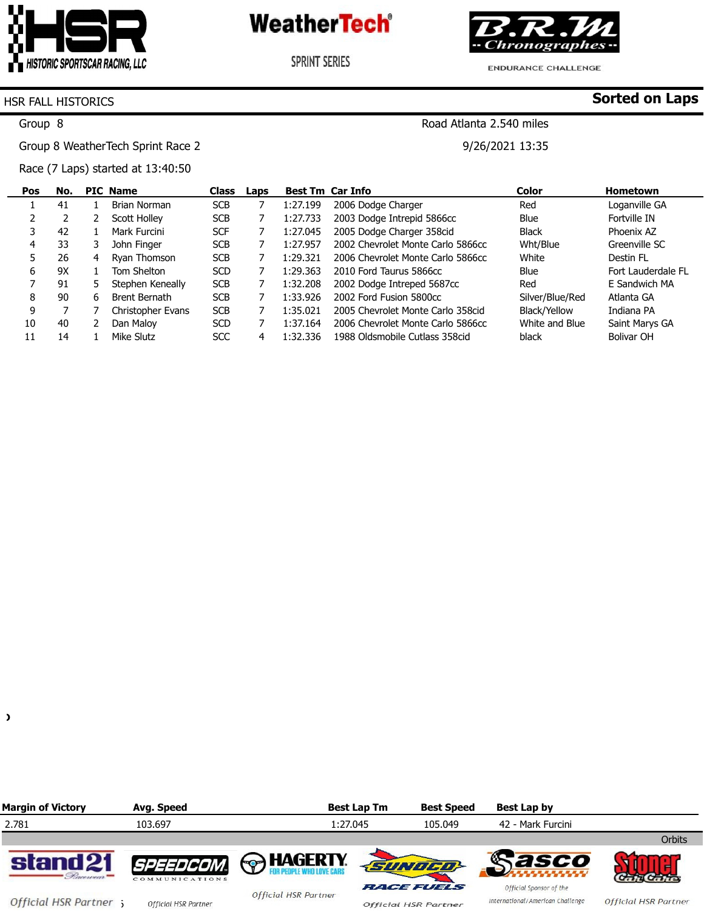HSR HISTORIC SPORTSCAR RACING, LLC

WeatherTech SPRINT SERIES

B.R.M Chronographes ENDURANCE CHALLENGE

HSR FALL HISTORICS

**Sorted on Laps**

Group 8

Road Atlanta 2.540 miles

Group 8 WeatherTech Sprint Race 2

9/26/2021 13:35

Race (7 Laps) started at 13:40:50

| Pos | No. | PIC | Name | Class | Laps | Best Tm | Car Info | Color | Hometown |
|---|---|---|---|---|---|---|---|---|---|
| 1 | 41 | 1 | Brian Norman | SCB | 7 | 1:27.199 | 2006 Dodge Charger | Red | Loganville GA |
| 2 | 2 | 2 | Scott Holley | SCB | 7 | 1:27.733 | 2003 Dodge Intrepid 5866cc | Blue | Fortville IN |
| 3 | 42 | 1 | Mark Furcini | SCF | 7 | 1:27.045 | 2005 Dodge Charger 358cid | Black | Phoenix AZ |
| 4 | 33 | 3 | John Finger | SCB | 7 | 1:27.957 | 2002 Chevrolet Monte Carlo 5866cc | Wht/Blue | Greenville SC |
| 5 | 26 | 4 | Ryan Thomson | SCB | 7 | 1:29.321 | 2006 Chevrolet Monte Carlo 5866cc | White | Destin FL |
| 6 | 9X | 1 | Tom Shelton | SCD | 7 | 1:29.363 | 2010 Ford Taurus 5866cc | Blue | Fort Lauderdale FL |
| 7 | 91 | 5 | Stephen Keneally | SCB | 7 | 1:32.208 | 2002 Dodge Intreped 5687cc | Red | E Sandwich MA |
| 8 | 90 | 6 | Brent Bernath | SCB | 7 | 1:33.926 | 2002 Ford Fusion 5800cc | Silver/Blue/Red | Atlanta GA |
| 9 | 7 | 7 | Christopher Evans | SCB | 7 | 1:35.021 | 2005 Chevrolet Monte Carlo 358cid | Black/Yellow | Indiana PA |
| 10 | 40 | 2 | Dan Maloy | SCD | 7 | 1:37.164 | 2006 Chevrolet Monte Carlo 5866cc | White and Blue | Saint Marys GA |
| 11 | 14 | 1 | Mike Slutz | SCC | 4 | 1:32.336 | 1988 Oldsmobile Cutlass 358cid | black | Bolivar OH |

| Margin of Victory | Avg. Speed | Best Lap Tm | Best Speed | Best Lap by |
|---|---|---|---|---|
| 2.781 | 103.697 | 1:27.045 | 105.049 | 42 - Mark Furcini |

Orbits

stand21 Raceswear — Official HSR Partner

SPEEDCOM COMMUNICATIONS — Official HSR Partner

HAGERTY FOR PEOPLE WHO LOVE CARS — Official HSR Partner

SUNOCO RACE FUELS — Official HSR Partner

Sasco — Official Sponsor of the International/American Challenge

Stoner Car Care — Official HSR Partner